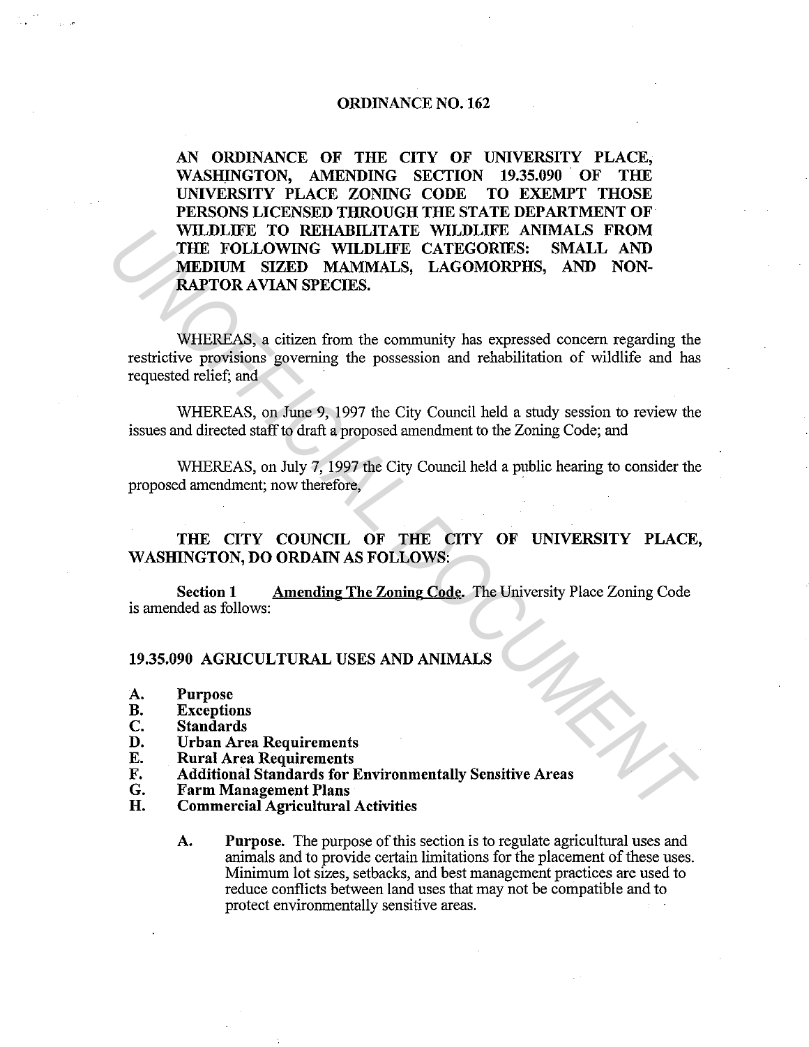# ORDINANCE NO. 162

**AN ORDINANCE OF THE CITY OF UNIVERSITY PLACE, WASHINGTON, AMENDING SECTION 19.35.090 OF THE UNIVERSITY PLACE ZONING CODE TO EXEMPT THOSE PERSONS LICENSED THROUGH THE STATE DEPARTMENT OF WILDLIFE TO REHABILITATE WILDLIFE ANIMALS FROM THE FOLLOWING WILDLIFE CATEGORIES: SMALL AND MEDIUM SIZED MAMMALS, LAGOMORPHS, AND NON-RAPTOR AVIAN SPECIES.**

WHEREAS, a citizen from the community has expressed concern regarding the restrictive provisions governing the possession and rehabilitation of wildlife and has requested relief; and

WHEREAS, on June 9, 1997 the City Council held a study session to review the issues and directed staff to draft a proposed amendment to the Zoning Code; and

WHEREAS, on July 7, 1997 the City Council held a public hearing to consider the proposed amendment; now therefore,

**THE CITY COUNCIL OF THE CITY OF UNIVERSITY PLACE, WASHINGTON, DO ORDAIN AS FOLLOWS:**

**Section 1** Amending The Zoning Code. The University Place Zoning Code is amended as follows:

## 19.35.090 AGRICULTURAL USES AND ANIMALS

**A. Purpose**
**B. Exceptions**
**C. Standards**
**D. Urban Area Requirements**
**E. Rural Area Requirements**
**F. Additional Standards for Environmentally Sensitive Areas**
**G. Farm Management Plans**
**H. Commercial Agricultural Activities**

**A. Purpose.** The purpose of this section is to regulate agricultural uses and animals and to provide certain limitations for the placement of these uses. Minimum lot sizes, setbacks, and best management practices are used to reduce conflicts between land uses that may not be compatible and to protect environmentally sensitive areas.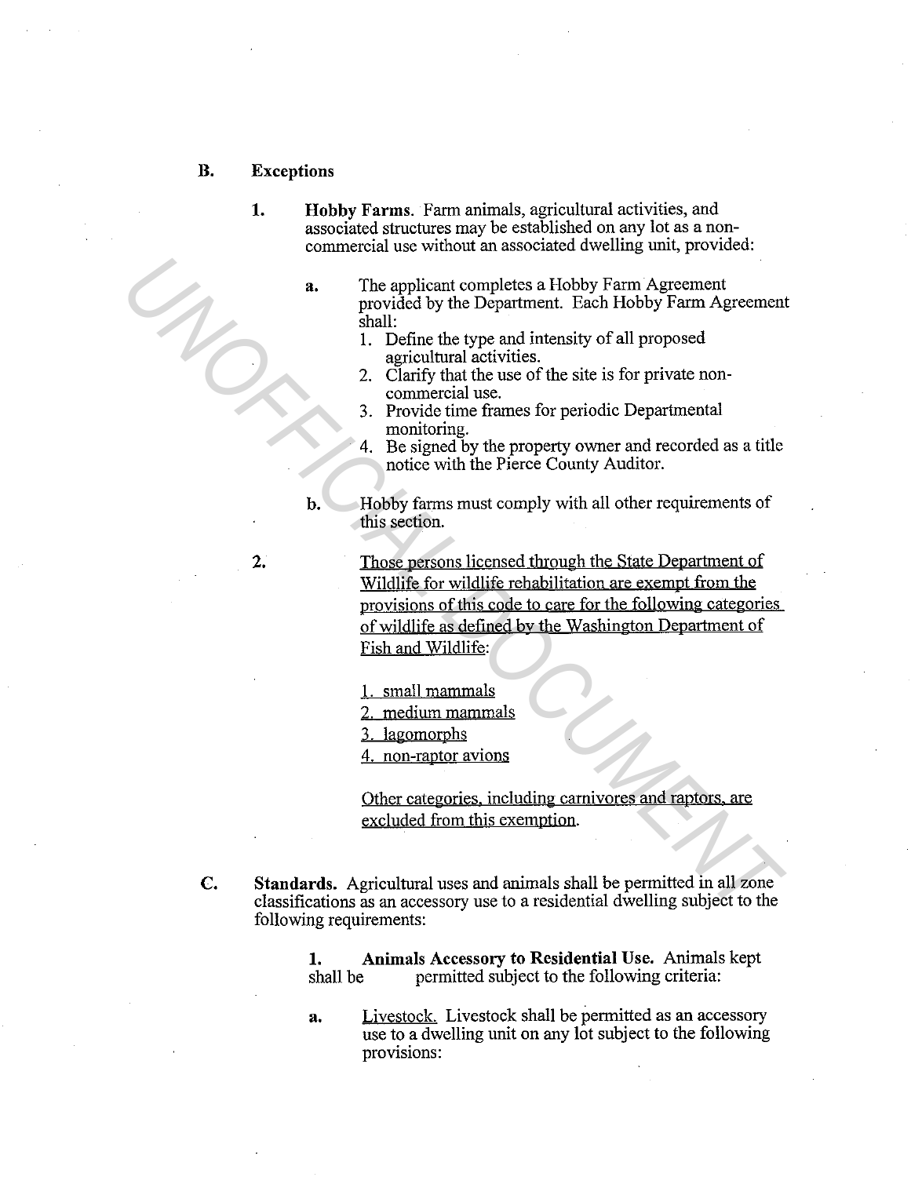**B. Exceptions**

**1. Hobby Farms**. Farm animals, agricultural activities, and associated structures may be established on any lot as a non-commercial use without an associated dwelling unit, provided:

a. The applicant completes a Hobby Farm Agreement provided by the Department. Each Hobby Farm Agreement shall:
   1. Define the type and intensity of all proposed agricultural activities.
   2. Clarify that the use of the site is for private non-commercial use.
   3. Provide time frames for periodic Departmental monitoring.
   4. Be signed by the property owner and recorded as a title notice with the Pierce County Auditor.

b. Hobby farms must comply with all other requirements of this section.

2. <u>Those persons licensed through the State Department of Wildlife for wildlife rehabilitation are exempt from the provisions of this code to care for the following categories of wildlife as defined by the Washington Department of Fish and Wildlife</u>:

   <u>1. small mammals</u>
   <u>2. medium mammals</u>
   <u>3. lagomorphs</u>
   <u>4. non-raptor avions</u>

   <u>Other categories, including carnivores and raptors, are excluded from this exemption</u>.

**C. Standards.** Agricultural uses and animals shall be permitted in all zone classifications as an accessory use to a residential dwelling subject to the following requirements:

**1. Animals Accessory to Residential Use.** Animals kept shall be permitted subject to the following criteria:

a. <u>Livestock.</u> Livestock shall be permitted as an accessory use to a dwelling unit on any lot subject to the following provisions: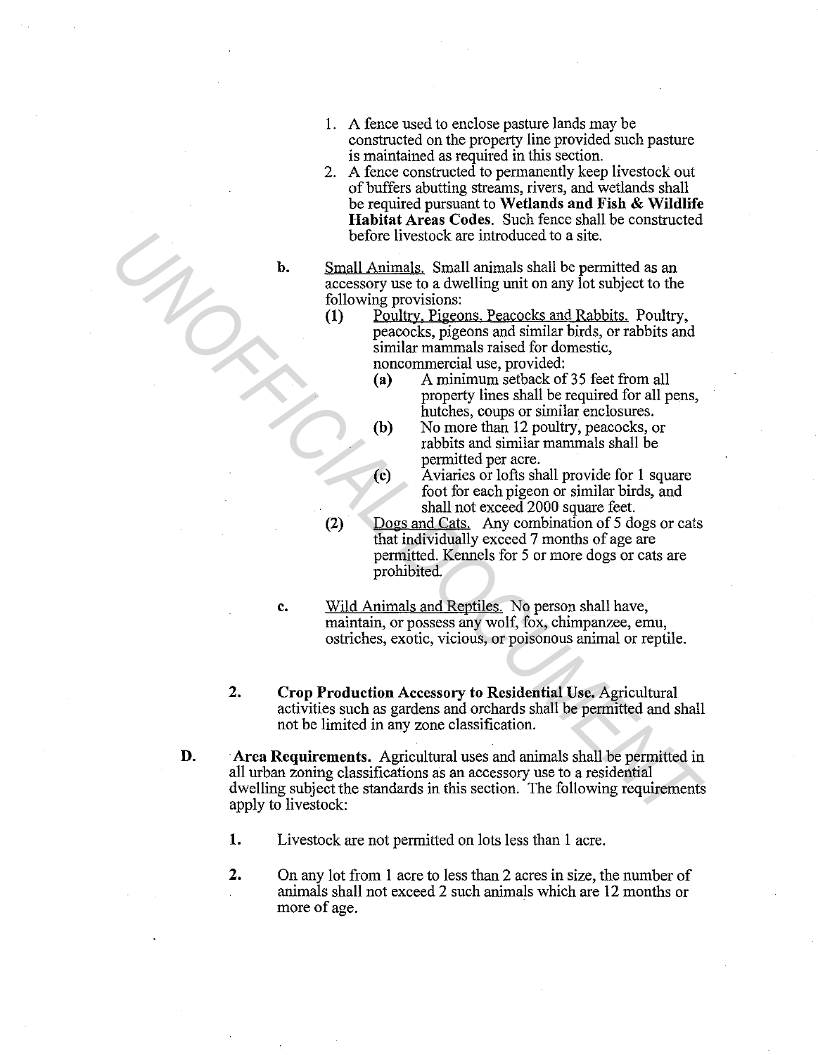1. A fence used to enclose pasture lands may be constructed on the property line provided such pasture is maintained as required in this section.
2. A fence constructed to permanently keep livestock out of buffers abutting streams, rivers, and wetlands shall be required pursuant to **Wetlands and Fish & Wildlife Habitat Areas Codes**. Such fence shall be constructed before livestock are introduced to a site.

**b.** Small Animals. Small animals shall be permitted as an accessory use to a dwelling unit on any lot subject to the following provisions:

**(1)** Poultry, Pigeons, Peacocks and Rabbits. Poultry, peacocks, pigeons and similar birds, or rabbits and similar mammals raised for domestic, noncommercial use, provided:

**(a)** A minimum setback of 35 feet from all property lines shall be required for all pens, hutches, coups or similar enclosures.

**(b)** No more than 12 poultry, peacocks, or rabbits and similar mammals shall be permitted per acre.

**(c)** Aviaries or lofts shall provide for 1 square foot for each pigeon or similar birds, and shall not exceed 2000 square feet.

**(2)** Dogs and Cats. Any combination of 5 dogs or cats that individually exceed 7 months of age are permitted. Kennels for 5 or more dogs or cats are prohibited.

**c.** Wild Animals and Reptiles. No person shall have, maintain, or possess any wolf, fox, chimpanzee, emu, ostriches, exotic, vicious, or poisonous animal or reptile.

**2.** **Crop Production Accessory to Residential Use.** Agricultural activities such as gardens and orchards shall be permitted and shall not be limited in any zone classification.

**D.** **Area Requirements.** Agricultural uses and animals shall be permitted in all urban zoning classifications as an accessory use to a residential dwelling subject the standards in this section. The following requirements apply to livestock:

**1.** Livestock are not permitted on lots less than 1 acre.

**2.** On any lot from 1 acre to less than 2 acres in size, the number of animals shall not exceed 2 such animals which are 12 months or more of age.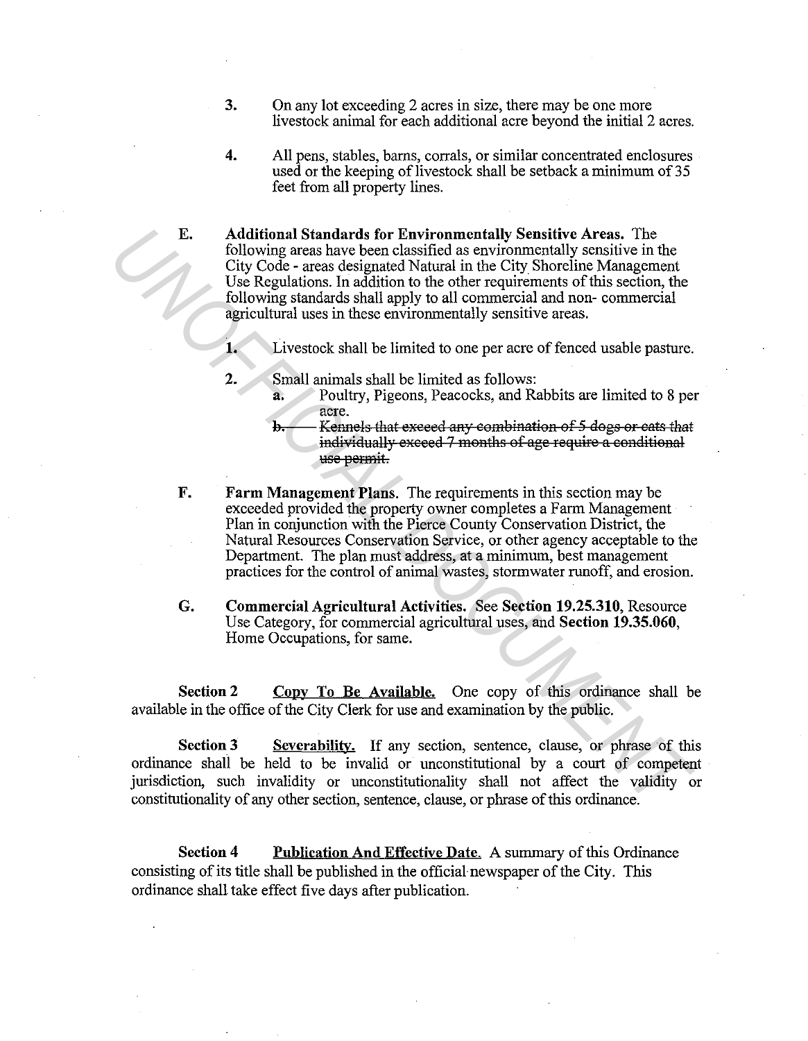3. On any lot exceeding 2 acres in size, there may be one more livestock animal for each additional acre beyond the initial 2 acres.

4. All pens, stables, barns, corrals, or similar concentrated enclosures used or the keeping of livestock shall be setback a minimum of 35 feet from all property lines.

E. **Additional Standards for Environmentally Sensitive Areas.** The following areas have been classified as environmentally sensitive in the City Code - areas designated Natural in the City Shoreline Management Use Regulations. In addition to the other requirements of this section, the following standards shall apply to all commercial and non- commercial agricultural uses in these environmentally sensitive areas.

   1. Livestock shall be limited to one per acre of fenced usable pasture.

   2. Small animals shall be limited as follows:
      a. Poultry, Pigeons, Peacocks, and Rabbits are limited to 8 per acre.
      b. ~~Kennels that exceed any combination of 5 dogs or cats that individually exceed 7 months of age require a conditional use permit.~~

F. **Farm Management Plans**. The requirements in this section may be exceeded provided the property owner completes a Farm Management Plan in conjunction with the Pierce County Conservation District, the Natural Resources Conservation Service, or other agency acceptable to the Department. The plan must address, at a minimum, best management practices for the control of animal wastes, stormwater runoff, and erosion.

G. **Commercial Agricultural Activities.** See **Section 19.25.310**, Resource Use Category, for commercial agricultural uses, and **Section 19.35.060**, Home Occupations, for same.

**Section 2** **Copy To Be Available.** One copy of this ordinance shall be available in the office of the City Clerk for use and examination by the public.

**Section 3** **Severability.** If any section, sentence, clause, or phrase of this ordinance shall be held to be invalid or unconstitutional by a court of competent jurisdiction, such invalidity or unconstitutionality shall not affect the validity or constitutionality of any other section, sentence, clause, or phrase of this ordinance.

**Section 4** **Publication And Effective Date.** A summary of this Ordinance consisting of its title shall be published in the official newspaper of the City. This ordinance shall take effect five days after publication.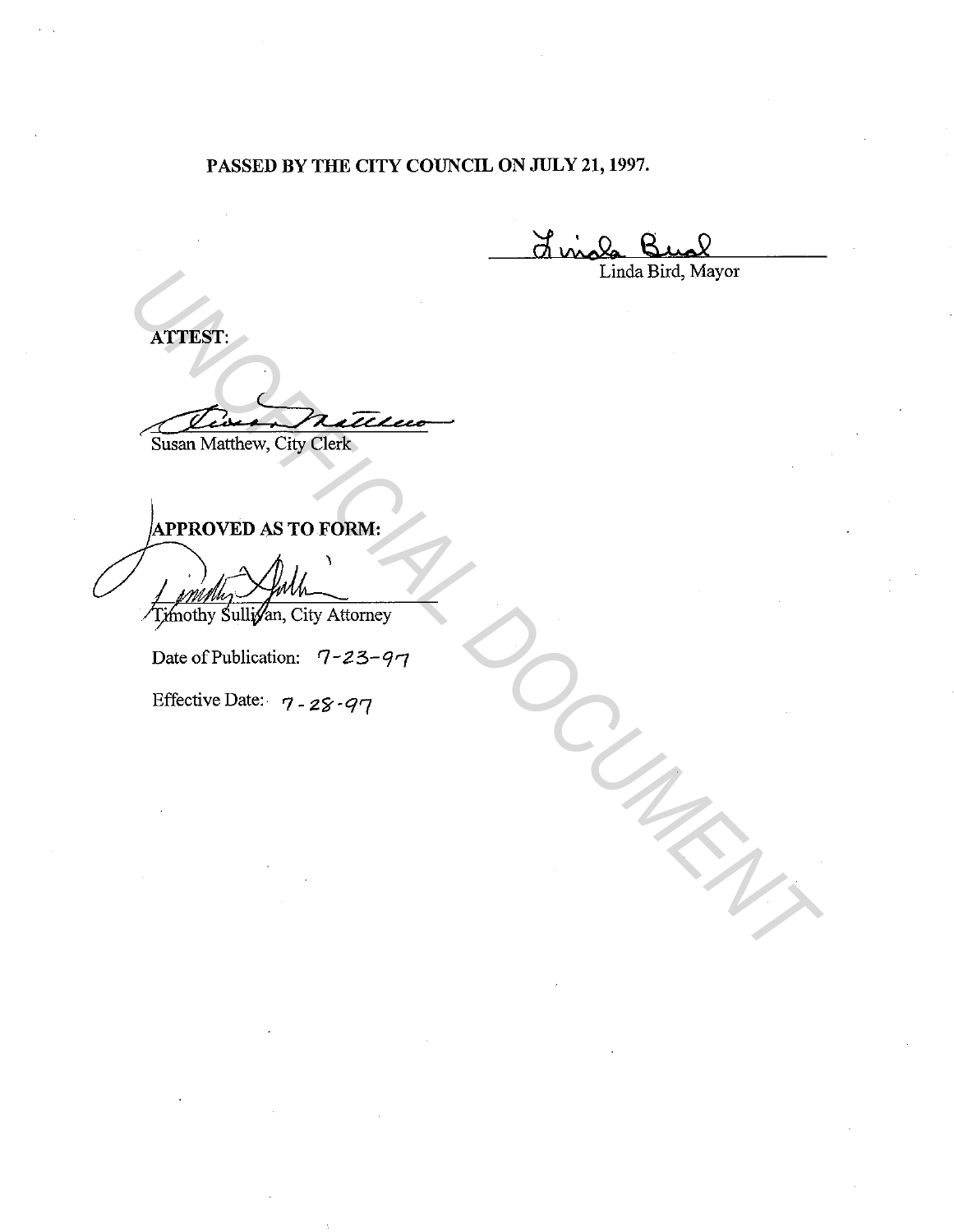**PASSED BY THE CITY COUNCIL ON JULY 21, 1997.**

Linda Bird, Mayor

**ATTEST**:

Susan Matthew, City Clerk

**APPROVED AS TO FORM:**

Timothy Sullivan, City Attorney

Date of Publication: 7-23-97

Effective Date: 7-28-97

UNOFFICIAL DOCUMENT